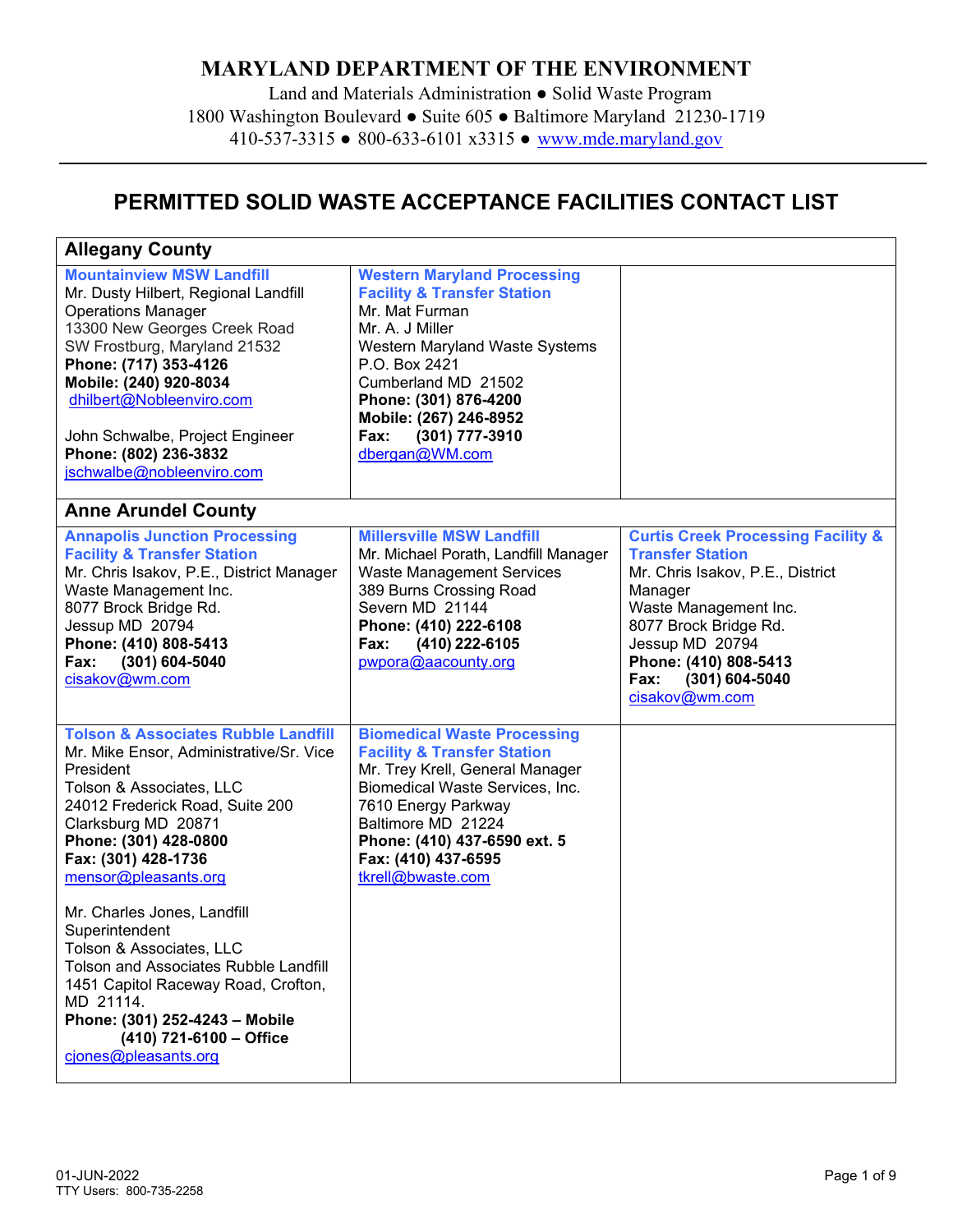# MARYLAND DEPARTMENT OF THE ENVIRONMENT

Land and Materials Administration ● Solid Waste Program
1800 Washington Boulevard ● Suite 605 ● Baltimore Maryland 21230-1719
410-537-3315 ● 800-633-6101 x3315 ● www.mde.maryland.gov

## PERMITTED SOLID WASTE ACCEPTANCE FACILITIES CONTACT LIST

| Allegany County | | |
|---|---|---|
| **Mountainview MSW Landfill**<br>Mr. Dusty Hilbert, Regional Landfill Operations Manager<br>13300 New Georges Creek Road<br>SW Frostburg, Maryland 21532<br>**Phone: (717) 353-4126**<br>**Mobile: (240) 920-8034**<br>dhilbert@Nobleenviro.com<br><br>John Schwalbe, Project Engineer<br>**Phone: (802) 236-3832**<br>jschwalbe@nobleenviro.com | **Western Maryland Processing Facility & Transfer Station**<br>Mr. Mat Furman<br>Mr. A. J Miller<br>Western Maryland Waste Systems<br>P.O. Box 2421<br>Cumberland MD 21502<br>**Phone: (301) 876-4200**<br>**Mobile: (267) 246-8952**<br>**Fax: (301) 777-3910**<br>dbergan@WM.com | |
| **Anne Arundel County** | | |
| **Annapolis Junction Processing Facility & Transfer Station**<br>Mr. Chris Isakov, P.E., District Manager<br>Waste Management Inc.<br>8077 Brock Bridge Rd.<br>Jessup MD 20794<br>**Phone: (410) 808-5413**<br>**Fax: (301) 604-5040**<br>cisakov@wm.com | **Millersville MSW Landfill**<br>Mr. Michael Porath, Landfill Manager<br>Waste Management Services<br>389 Burns Crossing Road<br>Severn MD 21144<br>**Phone: (410) 222-6108**<br>**Fax: (410) 222-6105**<br>pwpora@aacounty.org | **Curtis Creek Processing Facility & Transfer Station**<br>Mr. Chris Isakov, P.E., District Manager<br>Waste Management Inc.<br>8077 Brock Bridge Rd.<br>Jessup MD 20794<br>**Phone: (410) 808-5413**<br>**Fax: (301) 604-5040**<br>cisakov@wm.com |
| **Tolson & Associates Rubble Landfill**<br>Mr. Mike Ensor, Administrative/Sr. Vice President<br>Tolson & Associates, LLC<br>24012 Frederick Road, Suite 200<br>Clarksburg MD 20871<br>**Phone: (301) 428-0800**<br>**Fax: (301) 428-1736**<br>mensor@pleasants.org<br><br>Mr. Charles Jones, Landfill Superintendent<br>Tolson & Associates, LLC<br>Tolson and Associates Rubble Landfill<br>1451 Capitol Raceway Road, Crofton, MD 21114.<br>**Phone: (301) 252-4243 – Mobile**<br>**(410) 721-6100 – Office**<br>cjones@pleasants.org | **Biomedical Waste Processing Facility & Transfer Station**<br>Mr. Trey Krell, General Manager<br>Biomedical Waste Services, Inc.<br>7610 Energy Parkway<br>Baltimore MD 21224<br>**Phone: (410) 437-6590 ext. 5**<br>**Fax: (410) 437-6595**<br>tkrell@bwaste.com | |

01-JUN-2022
TTY Users: 800-735-2258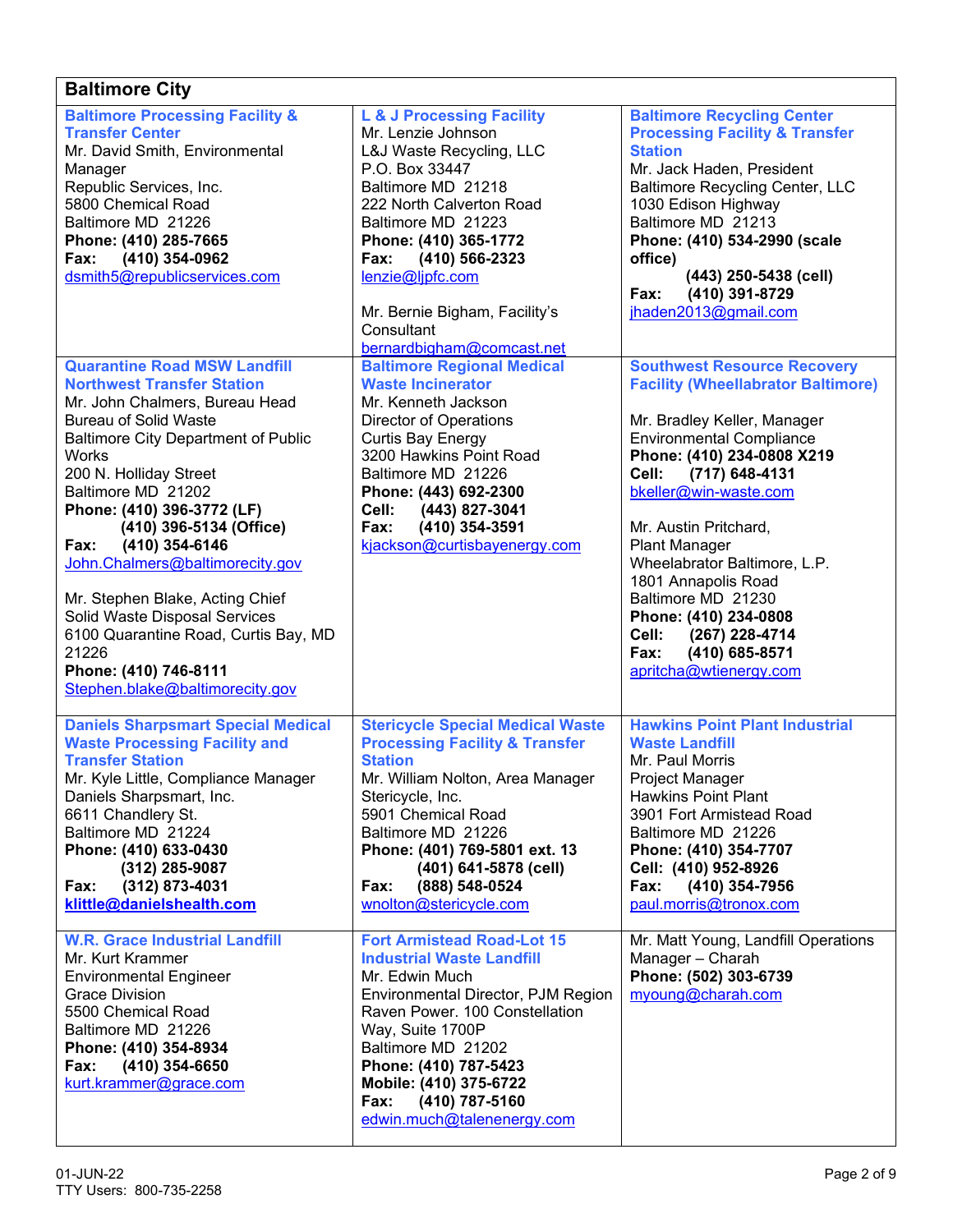## Baltimore City

| | | |
|---|---|---|
| **Baltimore Processing Facility & Transfer Center**<br>Mr. David Smith, Environmental Manager<br>Republic Services, Inc.<br>5800 Chemical Road<br>Baltimore MD 21226<br>**Phone: (410) 285-7665**<br>**Fax: (410) 354-0962**<br>dsmith5@republicservices.com | **L & J Processing Facility**<br>Mr. Lenzie Johnson<br>L&J Waste Recycling, LLC<br>P.O. Box 33447<br>Baltimore MD 21218<br>222 North Calverton Road<br>Baltimore MD 21223<br>**Phone: (410) 365-1772**<br>**Fax: (410) 566-2323**<br>lenzie@ljpfc.com<br><br>Mr. Bernie Bigham, Facility's Consultant<br>bernardbigham@comcast.net | **Baltimore Recycling Center Processing Facility & Transfer Station**<br>Mr. Jack Haden, President<br>Baltimore Recycling Center, LLC<br>1030 Edison Highway<br>Baltimore MD 21213<br>**Phone: (410) 534-2990 (scale office)**<br>**(443) 250-5438 (cell)**<br>**Fax: (410) 391-8729**<br>jhaden2013@gmail.com |
| **Quarantine Road MSW Landfill Northwest Transfer Station**<br>Mr. John Chalmers, Bureau Head<br>Bureau of Solid Waste<br>Baltimore City Department of Public Works<br>200 N. Holliday Street<br>Baltimore MD 21202<br>**Phone: (410) 396-3772 (LF)**<br>**(410) 396-5134 (Office)**<br>**Fax: (410) 354-6146**<br>John.Chalmers@baltimorecity.gov<br><br>Mr. Stephen Blake, Acting Chief<br>Solid Waste Disposal Services<br>6100 Quarantine Road, Curtis Bay, MD 21226<br>**Phone: (410) 746-8111**<br>Stephen.blake@baltimorecity.gov | **Baltimore Regional Medical Waste Incinerator**<br>Mr. Kenneth Jackson<br>Director of Operations<br>Curtis Bay Energy<br>3200 Hawkins Point Road<br>Baltimore MD 21226<br>**Phone: (443) 692-2300**<br>**Cell: (443) 827-3041**<br>**Fax: (410) 354-3591**<br>kjackson@curtisbayenergy.com | **Southwest Resource Recovery Facility (Wheelabrator Baltimore)**<br><br>Mr. Bradley Keller, Manager<br>Environmental Compliance<br>**Phone: (410) 234-0808 X219**<br>**Cell: (717) 648-4131**<br>bkeller@win-waste.com<br><br>Mr. Austin Pritchard,<br>Plant Manager<br>Wheelabrator Baltimore, L.P.<br>1801 Annapolis Road<br>Baltimore MD 21230<br>**Phone: (410) 234-0808**<br>**Cell: (267) 228-4714**<br>**Fax: (410) 685-8571**<br>apritcha@wtienergy.com |
| **Daniels Sharpsmart Special Medical Waste Processing Facility and Transfer Station**<br>Mr. Kyle Little, Compliance Manager<br>Daniels Sharpsmart, Inc.<br>6611 Chandlery St.<br>Baltimore MD 21224<br>**Phone: (410) 633-0430**<br>**(312) 285-9087**<br>**Fax: (312) 873-4031**<br>**klittle@danielshealth.com** | **Stericycle Special Medical Waste Processing Facility & Transfer Station**<br>Mr. William Nolton, Area Manager<br>Stericycle, Inc.<br>5901 Chemical Road<br>Baltimore MD 21226<br>**Phone: (401) 769-5801 ext. 13**<br>**(401) 641-5878 (cell)**<br>**Fax: (888) 548-0524**<br>wnolton@stericycle.com | **Hawkins Point Plant Industrial Waste Landfill**<br>Mr. Paul Morris<br>Project Manager<br>Hawkins Point Plant<br>3901 Fort Armistead Road<br>Baltimore MD 21226<br>**Phone: (410) 354-7707**<br>**Cell: (410) 952-8926**<br>**Fax: (410) 354-7956**<br>paul.morris@tronox.com |
| **W.R. Grace Industrial Landfill**<br>Mr. Kurt Krammer<br>Environmental Engineer<br>Grace Division<br>5500 Chemical Road<br>Baltimore MD 21226<br>**Phone: (410) 354-8934**<br>**Fax: (410) 354-6650**<br>kurt.krammer@grace.com | **Fort Armistead Road-Lot 15 Industrial Waste Landfill**<br>Mr. Edwin Much<br>Environmental Director, PJM Region<br>Raven Power. 100 Constellation Way, Suite 1700P<br>Baltimore MD 21202<br>**Phone: (410) 787-5423**<br>**Mobile: (410) 375-6722**<br>**Fax: (410) 787-5160**<br>edwin.much@talenenergy.com | Mr. Matt Young, Landfill Operations Manager – Charah<br>**Phone: (502) 303-6739**<br>myoung@charah.com |

01-JUN-22
TTY Users: 800-735-2258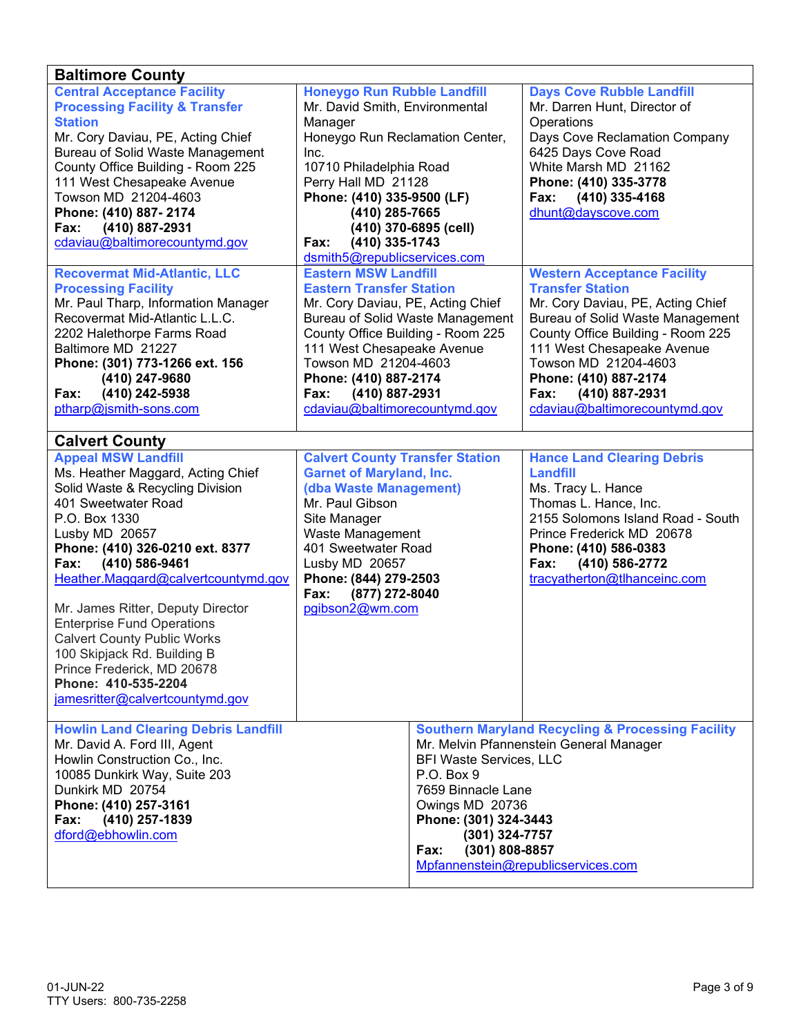## Baltimore County

**Central Acceptance Facility Processing Facility & Transfer Station**
Mr. Cory Daviau, PE, Acting Chief
Bureau of Solid Waste Management
County Office Building - Room 225
111 West Chesapeake Avenue
Towson MD 21204-4603
**Phone: (410) 887- 2174**
**Fax: (410) 887-2931**
cdaviau@baltimorecountymd.gov

**Honeygo Run Rubble Landfill**
Mr. David Smith, Environmental Manager
Honeygo Run Reclamation Center, Inc.
10710 Philadelphia Road
Perry Hall MD 21128
**Phone: (410) 335-9500 (LF)**
**(410) 285-7665**
**(410) 370-6895 (cell)**
**Fax: (410) 335-1743**
dsmith5@republicservices.com

**Days Cove Rubble Landfill**
Mr. Darren Hunt, Director of Operations
Days Cove Reclamation Company
6425 Days Cove Road
White Marsh MD 21162
**Phone: (410) 335-3778**
**Fax: (410) 335-4168**
dhunt@dayscove.com

**Recovermat Mid-Atlantic, LLC Processing Facility**
Mr. Paul Tharp, Information Manager
Recovermat Mid-Atlantic L.L.C.
2202 Halethorpe Farms Road
Baltimore MD 21227
**Phone: (301) 773-1266 ext. 156**
**(410) 247-9680**
**Fax: (410) 242-5938**
ptharp@jsmith-sons.com

**Eastern MSW Landfill**
**Eastern Transfer Station**
Mr. Cory Daviau, PE, Acting Chief
Bureau of Solid Waste Management
County Office Building - Room 225
111 West Chesapeake Avenue
Towson MD 21204-4603
**Phone: (410) 887-2174**
**Fax: (410) 887-2931**
cdaviau@baltimorecountymd.gov

**Western Acceptance Facility Transfer Station**
Mr. Cory Daviau, PE, Acting Chief
Bureau of Solid Waste Management
County Office Building - Room 225
111 West Chesapeake Avenue
Towson MD 21204-4603
**Phone: (410) 887-2174**
**Fax: (410) 887-2931**
cdaviau@baltimorecountymd.gov

## Calvert County

**Appeal MSW Landfill**
Ms. Heather Maggard, Acting Chief
Solid Waste & Recycling Division
401 Sweetwater Road
P.O. Box 1330
Lusby MD 20657
**Phone: (410) 326-0210 ext. 8377**
**Fax: (410) 586-9461**
Heather.Maggard@calvertcountymd.gov

Mr. James Ritter, Deputy Director
Enterprise Fund Operations
Calvert County Public Works
100 Skipjack Rd. Building B
Prince Frederick, MD 20678
**Phone: 410-535-2204**
jamesritter@calvertcountymd.gov

**Calvert County Transfer Station**
**Garnet of Maryland, Inc.**
**(dba Waste Management)**
Mr. Paul Gibson
Site Manager
Waste Management
401 Sweetwater Road
Lusby MD 20657
**Phone: (844) 279-2503**
**Fax: (877) 272-8040**
pgibson2@wm.com

**Hance Land Clearing Debris Landfill**
Ms. Tracy L. Hance
Thomas L. Hance, Inc.
2155 Solomons Island Road - South
Prince Frederick MD 20678
**Phone: (410) 586-0383**
**Fax: (410) 586-2772**
tracyatherton@tlhanceinc.com

**Howlin Land Clearing Debris Landfill**
Mr. David A. Ford III, Agent
Howlin Construction Co., Inc.
10085 Dunkirk Way, Suite 203
Dunkirk MD 20754
**Phone: (410) 257-3161**
**Fax: (410) 257-1839**
dford@ebhowlin.com

**Southern Maryland Recycling & Processing Facility**
Mr. Melvin Pfannenstein General Manager
BFI Waste Services, LLC
P.O. Box 9
7659 Binnacle Lane
Owings MD 20736
**Phone: (301) 324-3443**
**(301) 324-7757**
**Fax: (301) 808-8857**
Mpfannenstein@republicservices.com

01-JUN-22
TTY Users: 800-735-2258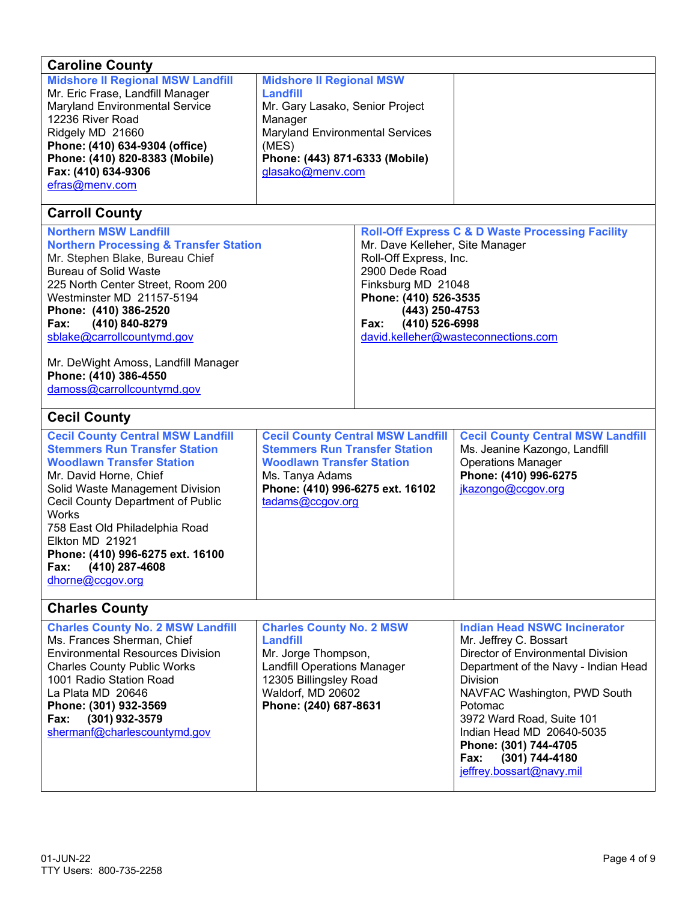## Caroline County

| | | |
|---|---|---|
| **Midshore II Regional MSW Landfill**<br>Mr. Eric Frase, Landfill Manager<br>Maryland Environmental Service<br>12236 River Road<br>Ridgely MD 21660<br>**Phone: (410) 634-9304 (office)**<br>**Phone: (410) 820-8383 (Mobile)**<br>**Fax: (410) 634-9306**<br>efras@menv.com | **Midshore II Regional MSW Landfill**<br>Mr. Gary Lasako, Senior Project Manager<br>Maryland Environmental Services (MES)<br>**Phone: (443) 871-6333 (Mobile)**<br>glasako@menv.com | |

## Carroll County

| | |
|---|---|
| **Northern MSW Landfill**<br>**Northern Processing & Transfer Station**<br>Mr. Stephen Blake, Bureau Chief<br>Bureau of Solid Waste<br>225 North Center Street, Room 200<br>Westminster MD 21157-5194<br>**Phone: (410) 386-2520**<br>**Fax: (410) 840-8279**<br>sblake@carrollcountymd.gov<br><br>Mr. DeWight Amoss, Landfill Manager<br>**Phone: (410) 386-4550**<br>damoss@carrollcountymd.gov | **Roll-Off Express C & D Waste Processing Facility**<br>Mr. Dave Kelleher, Site Manager<br>Roll-Off Express, Inc.<br>2900 Dede Road<br>Finksburg MD 21048<br>**Phone: (410) 526-3535**<br>**(443) 250-4753**<br>**Fax: (410) 526-6998**<br>david.kelleher@wasteconnections.com |

## Cecil County

| | | |
|---|---|---|
| **Cecil County Central MSW Landfill**<br>**Stemmers Run Transfer Station**<br>**Woodlawn Transfer Station**<br>Mr. David Horne, Chief<br>Solid Waste Management Division<br>Cecil County Department of Public Works<br>758 East Old Philadelphia Road<br>Elkton MD 21921<br>**Phone: (410) 996-6275 ext. 16100**<br>**Fax: (410) 287-4608**<br>dhorne@ccgov.org | **Cecil County Central MSW Landfill**<br>**Stemmers Run Transfer Station**<br>**Woodlawn Transfer Station**<br>Ms. Tanya Adams<br>**Phone: (410) 996-6275 ext. 16102**<br>tadams@ccgov.org | **Cecil County Central MSW Landfill**<br>Ms. Jeanine Kazongo, Landfill Operations Manager<br>**Phone: (410) 996-6275**<br>jkazongo@ccgov.org |

## Charles County

| | | |
|---|---|---|
| **Charles County No. 2 MSW Landfill**<br>Ms. Frances Sherman, Chief<br>Environmental Resources Division<br>Charles County Public Works<br>1001 Radio Station Road<br>La Plata MD 20646<br>**Phone: (301) 932-3569**<br>**Fax: (301) 932-3579**<br>shermanf@charlescountymd.gov | **Charles County No. 2 MSW Landfill**<br>Mr. Jorge Thompson,<br>Landfill Operations Manager<br>12305 Billingsley Road<br>Waldorf, MD 20602<br>**Phone: (240) 687-8631** | **Indian Head NSWC Incinerator**<br>Mr. Jeffrey C. Bossart<br>Director of Environmental Division<br>Department of the Navy - Indian Head Division<br>NAVFAC Washington, PWD South Potomac<br>3972 Ward Road, Suite 101<br>Indian Head MD 20640-5035<br>**Phone: (301) 744-4705**<br>**Fax: (301) 744-4180**<br>jeffrey.bossart@navy.mil |

01-JUN-22
TTY Users: 800-735-2258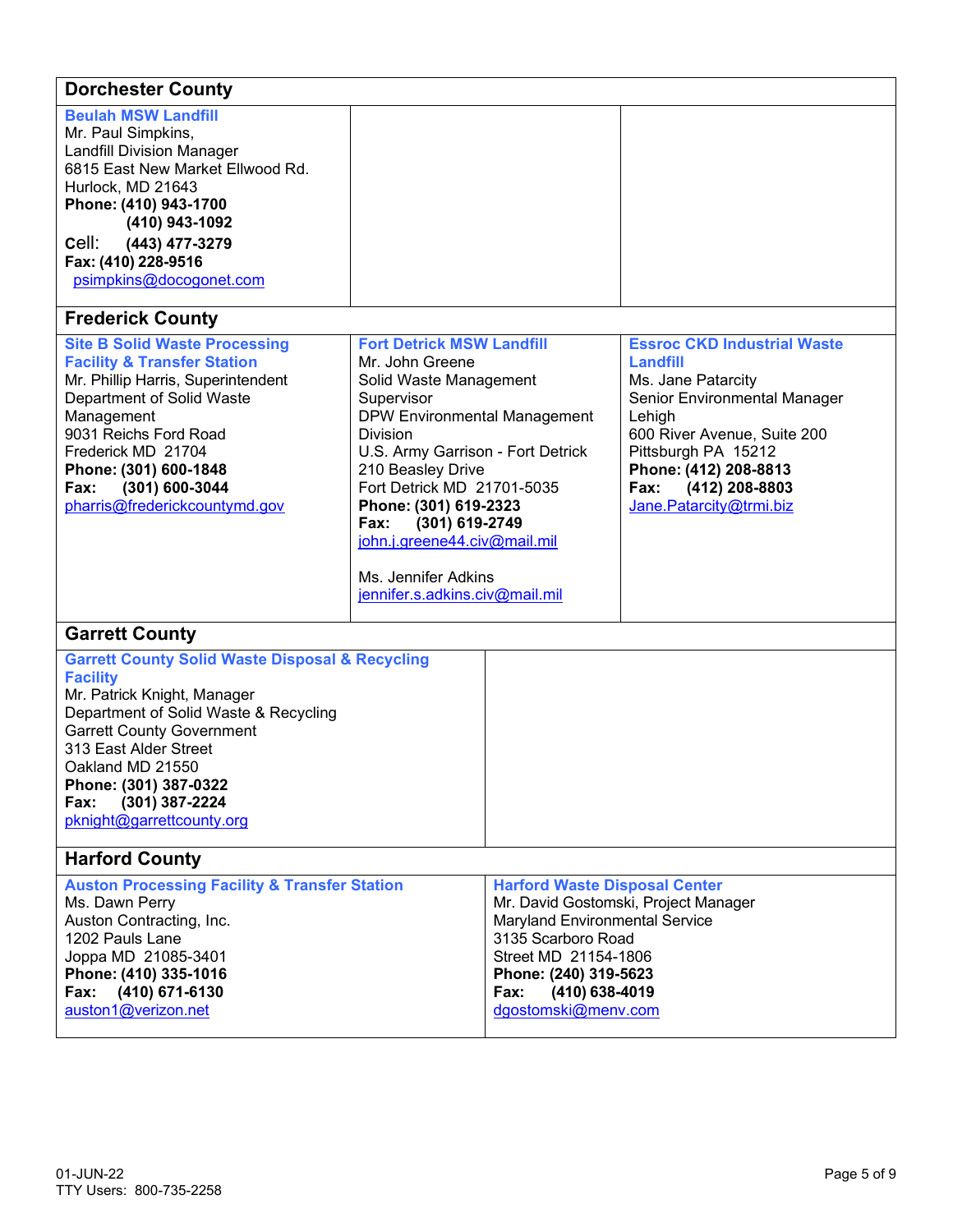## Dorchester County

**Beulah MSW Landfill**
Mr. Paul Simpkins,
Landfill Division Manager
6815 East New Market Ellwood Rd.
Hurlock, MD 21643
**Phone: (410) 943-1700**
**(410) 943-1092**
Cell: **(443) 477-3279**
**Fax: (410) 228-9516**
psimpkins@docogonet.com

## Frederick County

**Site B Solid Waste Processing Facility & Transfer Station**
Mr. Phillip Harris, Superintendent
Department of Solid Waste Management
9031 Reichs Ford Road
Frederick MD 21704
**Phone: (301) 600-1848**
**Fax: (301) 600-3044**
pharris@frederickcountymd.gov

**Fort Detrick MSW Landfill**
Mr. John Greene
Solid Waste Management Supervisor
DPW Environmental Management Division
U.S. Army Garrison - Fort Detrick
210 Beasley Drive
Fort Detrick MD 21701-5035
**Phone: (301) 619-2323**
**Fax: (301) 619-2749**
john.j.greene44.civ@mail.mil

Ms. Jennifer Adkins
jennifer.s.adkins.civ@mail.mil

**Essroc CKD Industrial Waste Landfill**
Ms. Jane Patarcity
Senior Environmental Manager
Lehigh
600 River Avenue, Suite 200
Pittsburgh PA 15212
**Phone: (412) 208-8813**
**Fax: (412) 208-8803**
Jane.Patarcity@trmi.biz

## Garrett County

**Garrett County Solid Waste Disposal & Recycling Facility**
Mr. Patrick Knight, Manager
Department of Solid Waste & Recycling
Garrett County Government
313 East Alder Street
Oakland MD 21550
**Phone: (301) 387-0322**
**Fax: (301) 387-2224**
pknight@garrettcounty.org

## Harford County

**Auston Processing Facility & Transfer Station**
Ms. Dawn Perry
Auston Contracting, Inc.
1202 Pauls Lane
Joppa MD 21085-3401
**Phone: (410) 335-1016**
**Fax: (410) 671-6130**
auston1@verizon.net

**Harford Waste Disposal Center**
Mr. David Gostomski, Project Manager
Maryland Environmental Service
3135 Scarboro Road
Street MD 21154-1806
**Phone: (240) 319-5623**
**Fax: (410) 638-4019**
dgostomski@menv.com

01-JUN-22
TTY Users: 800-735-2258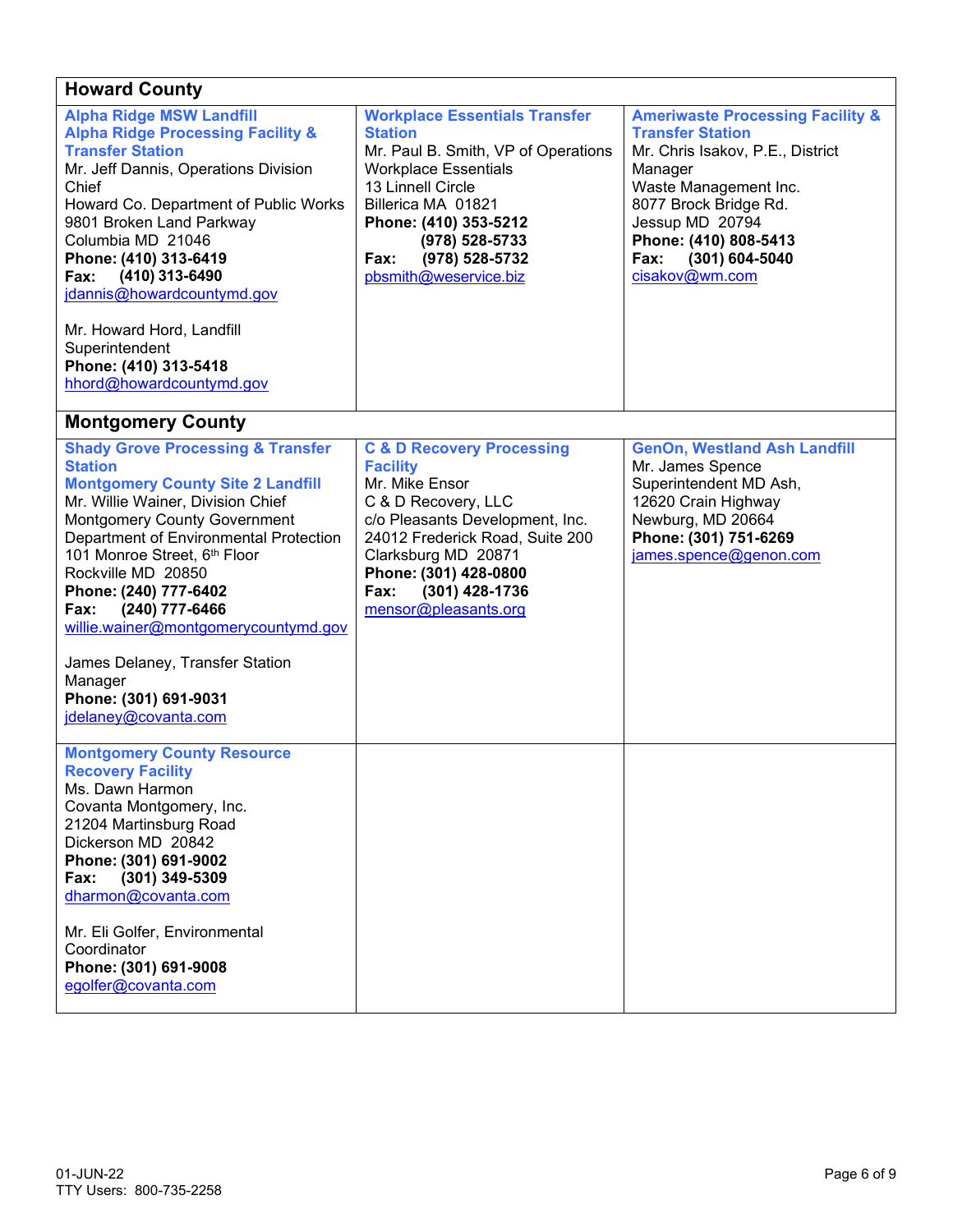| Howard County | | |
|---|---|---|
| **Alpha Ridge MSW Landfill**<br>**Alpha Ridge Processing Facility & Transfer Station**<br>Mr. Jeff Dannis, Operations Division Chief<br>Howard Co. Department of Public Works<br>9801 Broken Land Parkway<br>Columbia MD 21046<br>**Phone: (410) 313-6419**<br>**Fax: (410) 313-6490**<br>jdannis@howardcountymd.gov<br><br>Mr. Howard Hord, Landfill Superintendent<br>**Phone: (410) 313-5418**<br>hhord@howardcountymd.gov | **Workplace Essentials Transfer Station**<br>Mr. Paul B. Smith, VP of Operations<br>Workplace Essentials<br>13 Linnell Circle<br>Billerica MA 01821<br>**Phone: (410) 353-5212**<br>**(978) 528-5733**<br>**Fax: (978) 528-5732**<br>pbsmith@weservice.biz | **Ameriwaste Processing Facility & Transfer Station**<br>Mr. Chris Isakov, P.E., District Manager<br>Waste Management Inc.<br>8077 Brock Bridge Rd.<br>Jessup MD 20794<br>**Phone: (410) 808-5413**<br>**Fax: (301) 604-5040**<br>cisakov@wm.com |

| Montgomery County | | |
|---|---|---|
| **Shady Grove Processing & Transfer Station**<br>**Montgomery County Site 2 Landfill**<br>Mr. Willie Wainer, Division Chief<br>Montgomery County Government<br>Department of Environmental Protection<br>101 Monroe Street, 6th Floor<br>Rockville MD 20850<br>**Phone: (240) 777-6402**<br>**Fax: (240) 777-6466**<br>willie.wainer@montgomerycountymd.gov<br><br>James Delaney, Transfer Station Manager<br>**Phone: (301) 691-9031**<br>jdelaney@covanta.com | **C & D Recovery Processing Facility**<br>Mr. Mike Ensor<br>C & D Recovery, LLC<br>c/o Pleasants Development, Inc.<br>24012 Frederick Road, Suite 200<br>Clarksburg MD 20871<br>**Phone: (301) 428-0800**<br>**Fax: (301) 428-1736**<br>mensor@pleasants.org | **GenOn, Westland Ash Landfill**<br>Mr. James Spence<br>Superintendent MD Ash,<br>12620 Crain Highway<br>Newburg, MD 20664<br>**Phone: (301) 751-6269**<br>james.spence@genon.com |
| **Montgomery County Resource Recovery Facility**<br>Ms. Dawn Harmon<br>Covanta Montgomery, Inc.<br>21204 Martinsburg Road<br>Dickerson MD 20842<br>**Phone: (301) 691-9002**<br>**Fax: (301) 349-5309**<br>dharmon@covanta.com<br><br>Mr. Eli Golfer, Environmental Coordinator<br>**Phone: (301) 691-9008**<br>egolfer@covanta.com | | |

01-JUN-22
TTY Users: 800-735-2258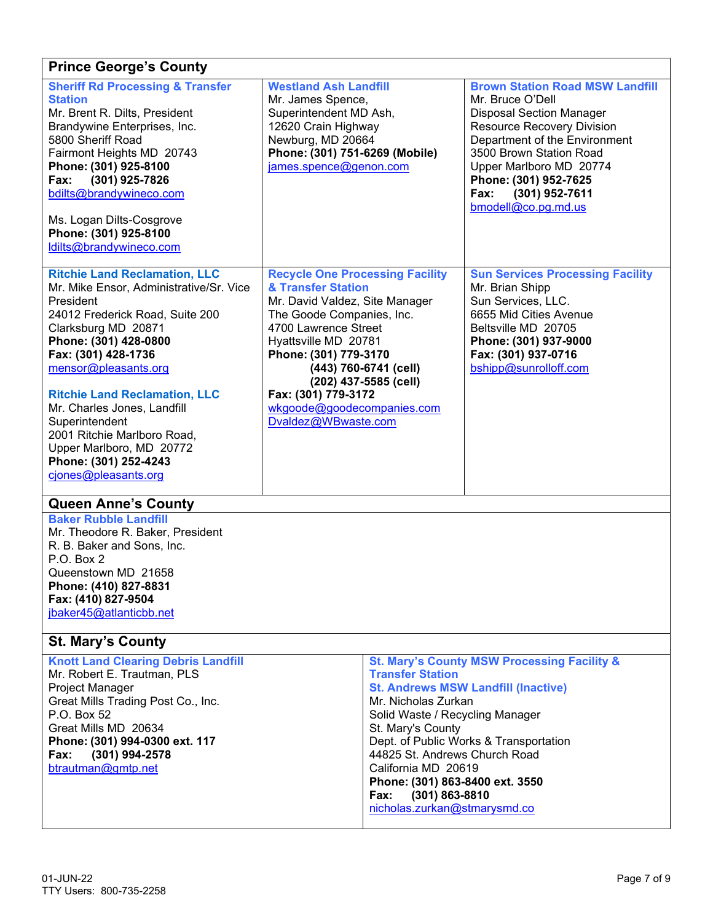## Prince George's County

**Sheriff Rd Processing & Transfer Station**
Mr. Brent R. Dilts, President
Brandywine Enterprises, Inc.
5800 Sheriff Road
Fairmont Heights MD 20743
**Phone: (301) 925-8100**
**Fax: (301) 925-7826**
bdilts@brandywineco.com

Ms. Logan Dilts-Cosgrove
**Phone: (301) 925-8100**
ldilts@brandywineco.com

**Westland Ash Landfill**
Mr. James Spence,
Superintendent MD Ash,
12620 Crain Highway
Newburg, MD 20664
**Phone: (301) 751-6269 (Mobile)**
james.spence@genon.com

**Brown Station Road MSW Landfill**
Mr. Bruce O'Dell
Disposal Section Manager
Resource Recovery Division
Department of the Environment
3500 Brown Station Road
Upper Marlboro MD 20774
**Phone: (301) 952-7625**
**Fax: (301) 952-7611**
bmodell@co.pg.md.us

**Ritchie Land Reclamation, LLC**
Mr. Mike Ensor, Administrative/Sr. Vice President
24012 Frederick Road, Suite 200
Clarksburg MD 20871
**Phone: (301) 428-0800**
**Fax: (301) 428-1736**
mensor@pleasants.org

**Ritchie Land Reclamation, LLC**
Mr. Charles Jones, Landfill Superintendent
2001 Ritchie Marlboro Road,
Upper Marlboro, MD 20772
**Phone: (301) 252-4243**
cjones@pleasants.org

**Recycle One Processing Facility & Transfer Station**
Mr. David Valdez, Site Manager
The Goode Companies, Inc.
4700 Lawrence Street
Hyattsville MD 20781
**Phone: (301) 779-3170**
**(443) 760-6741 (cell)**
**(202) 437-5585 (cell)**
**Fax: (301) 779-3172**
wkgoode@goodecompanies.com
Dvaldez@WBwaste.com

**Sun Services Processing Facility**
Mr. Brian Shipp
Sun Services, LLC.
6655 Mid Cities Avenue
Beltsville MD 20705
**Phone: (301) 937-9000**
**Fax: (301) 937-0716**
bshipp@sunrolloff.com

## Queen Anne's County

**Baker Rubble Landfill**
Mr. Theodore R. Baker, President
R. B. Baker and Sons, Inc.
P.O. Box 2
Queenstown MD 21658
**Phone: (410) 827-8831**
**Fax: (410) 827-9504**
jbaker45@atlanticbb.net

## St. Mary's County

**Knott Land Clearing Debris Landfill**
Mr. Robert E. Trautman, PLS
Project Manager
Great Mills Trading Post Co., Inc.
P.O. Box 52
Great Mills MD 20634
**Phone: (301) 994-0300 ext. 117**
**Fax: (301) 994-2578**
btrautman@gmtp.net

**St. Mary's County MSW Processing Facility & Transfer Station**
**St. Andrews MSW Landfill (Inactive)**
Mr. Nicholas Zurkan
Solid Waste / Recycling Manager
St. Mary's County
Dept. of Public Works & Transportation
44825 St. Andrews Church Road
California MD 20619
**Phone: (301) 863-8400 ext. 3550**
**Fax: (301) 863-8810**
nicholas.zurkan@stmarysmd.co

TTY Users: 800-735-2258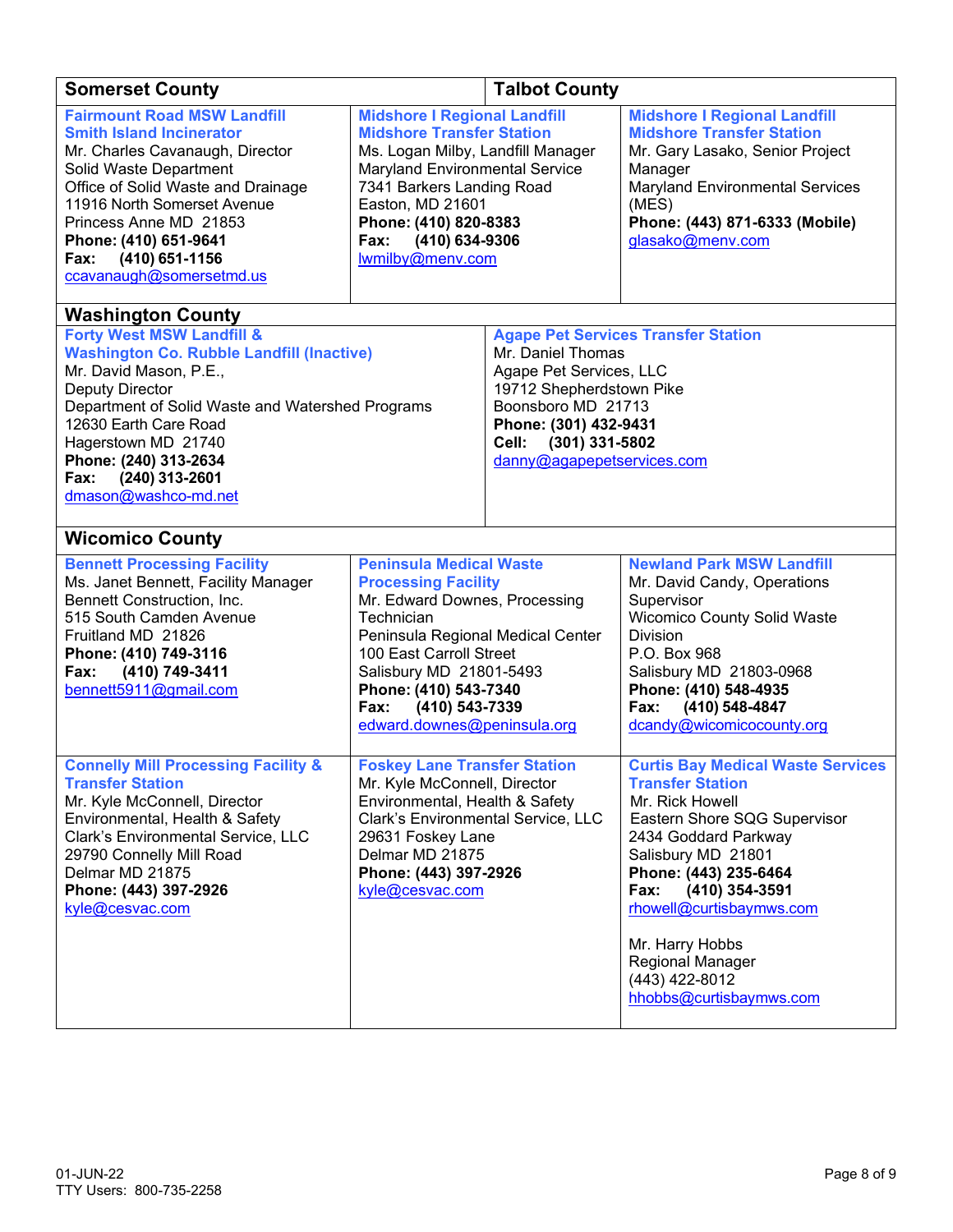## Somerset County

**Fairmount Road MSW Landfill**
**Smith Island Incinerator**
Mr. Charles Cavanaugh, Director
Solid Waste Department
Office of Solid Waste and Drainage
11916 North Somerset Avenue
Princess Anne MD 21853
**Phone: (410) 651-9641**
**Fax: (410) 651-1156**
ccavanaugh@somersetmd.us

## Talbot County

**Midshore I Regional Landfill**
**Midshore Transfer Station**
Ms. Logan Milby, Landfill Manager
Maryland Environmental Service
7341 Barkers Landing Road
Easton, MD 21601
**Phone: (410) 820-8383**
**Fax: (410) 634-9306**
lwmilby@menv.com

**Midshore I Regional Landfill**
**Midshore Transfer Station**
Mr. Gary Lasako, Senior Project Manager
Maryland Environmental Services (MES)
**Phone: (443) 871-6333 (Mobile)**
glasako@menv.com

## Washington County

**Forty West MSW Landfill &**
**Washington Co. Rubble Landfill (Inactive)**
Mr. David Mason, P.E.,
Deputy Director
Department of Solid Waste and Watershed Programs
12630 Earth Care Road
Hagerstown MD 21740
**Phone: (240) 313-2634**
**Fax: (240) 313-2601**
dmason@washco-md.net

**Agape Pet Services Transfer Station**
Mr. Daniel Thomas
Agape Pet Services, LLC
19712 Shepherdstown Pike
Boonsboro MD 21713
**Phone: (301) 432-9431**
**Cell: (301) 331-5802**
danny@agapepetservices.com

## Wicomico County

**Bennett Processing Facility**
Ms. Janet Bennett, Facility Manager
Bennett Construction, Inc.
515 South Camden Avenue
Fruitland MD 21826
**Phone: (410) 749-3116**
**Fax: (410) 749-3411**
bennett5911@gmail.com

**Peninsula Medical Waste Processing Facility**
Mr. Edward Downes, Processing Technician
Peninsula Regional Medical Center
100 East Carroll Street
Salisbury MD 21801-5493
**Phone: (410) 543-7340**
**Fax: (410) 543-7339**
edward.downes@peninsula.org

**Newland Park MSW Landfill**
Mr. David Candy, Operations Supervisor
Wicomico County Solid Waste Division
P.O. Box 968
Salisbury MD 21803-0968
**Phone: (410) 548-4935**
**Fax: (410) 548-4847**
dcandy@wicomicocounty.org

**Connelly Mill Processing Facility & Transfer Station**
Mr. Kyle McConnell, Director
Environmental, Health & Safety
Clark's Environmental Service, LLC
29790 Connelly Mill Road
Delmar MD 21875
**Phone: (443) 397-2926**
kyle@cesvac.com

**Foskey Lane Transfer Station**
Mr. Kyle McConnell, Director
Environmental, Health & Safety
Clark's Environmental Service, LLC
29631 Foskey Lane
Delmar MD 21875
**Phone: (443) 397-2926**
kyle@cesvac.com

**Curtis Bay Medical Waste Services Transfer Station**
Mr. Rick Howell
Eastern Shore SQG Supervisor
2434 Goddard Parkway
Salisbury MD 21801
**Phone: (443) 235-6464**
**Fax: (410) 354-3591**
rhowell@curtisbaymws.com

Mr. Harry Hobbs
Regional Manager
(443) 422-8012
hhobbs@curtisbaymws.com

01-JUN-22
TTY Users: 800-735-2258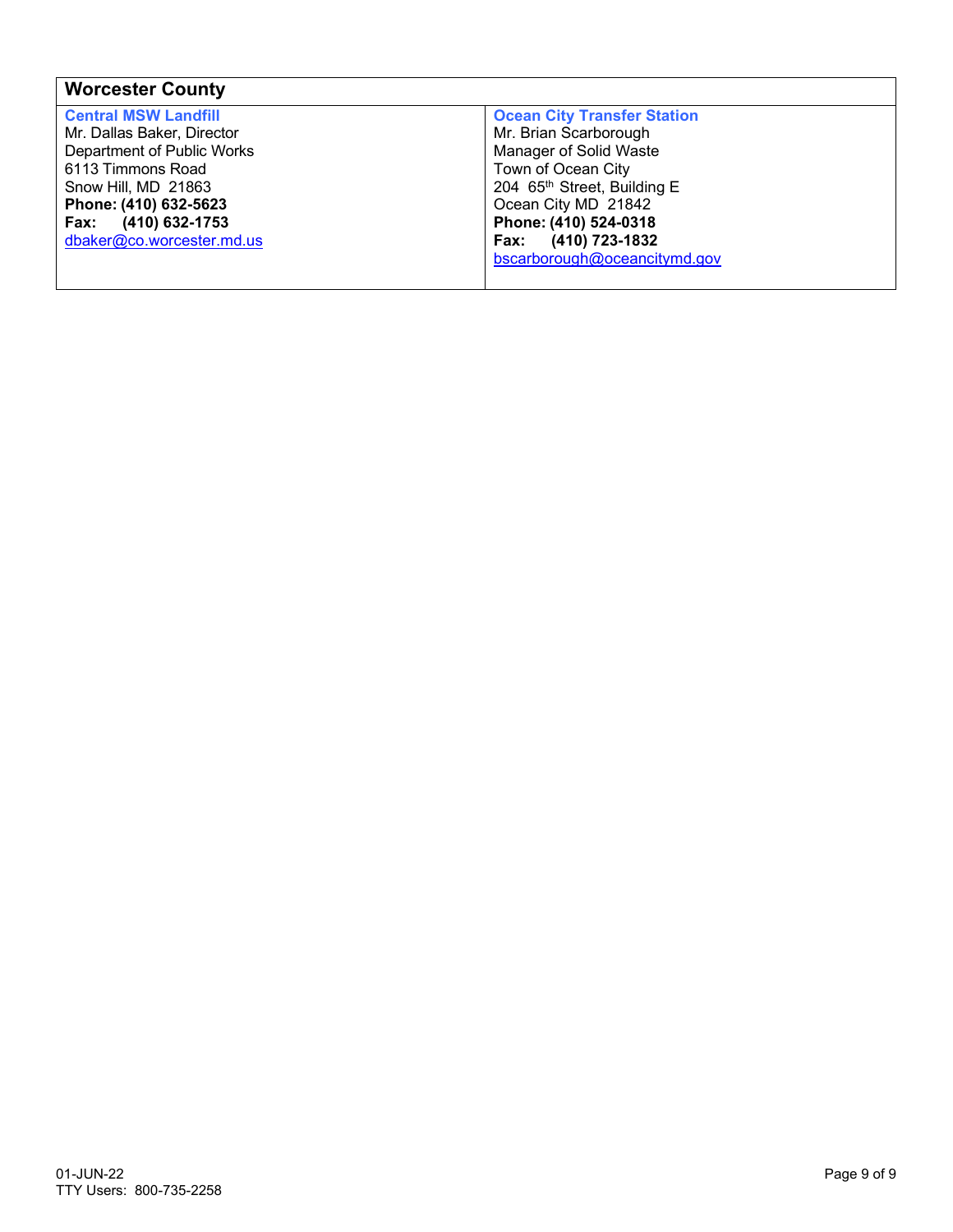| Worcester County | |
|---|---|
| **Central MSW Landfill**<br>Mr. Dallas Baker, Director<br>Department of Public Works<br>6113 Timmons Road<br>Snow Hill, MD 21863<br>**Phone: (410) 632-5623**<br>**Fax: (410) 632-1753**<br>dbaker@co.worcester.md.us | **Ocean City Transfer Station**<br>Mr. Brian Scarborough<br>Manager of Solid Waste<br>Town of Ocean City<br>204 65th Street, Building E<br>Ocean City MD 21842<br>**Phone: (410) 524-0318**<br>**Fax: (410) 723-1832**<br>bscarborough@oceancitymd.gov |

01-JUN-22
TTY Users: 800-735-2258